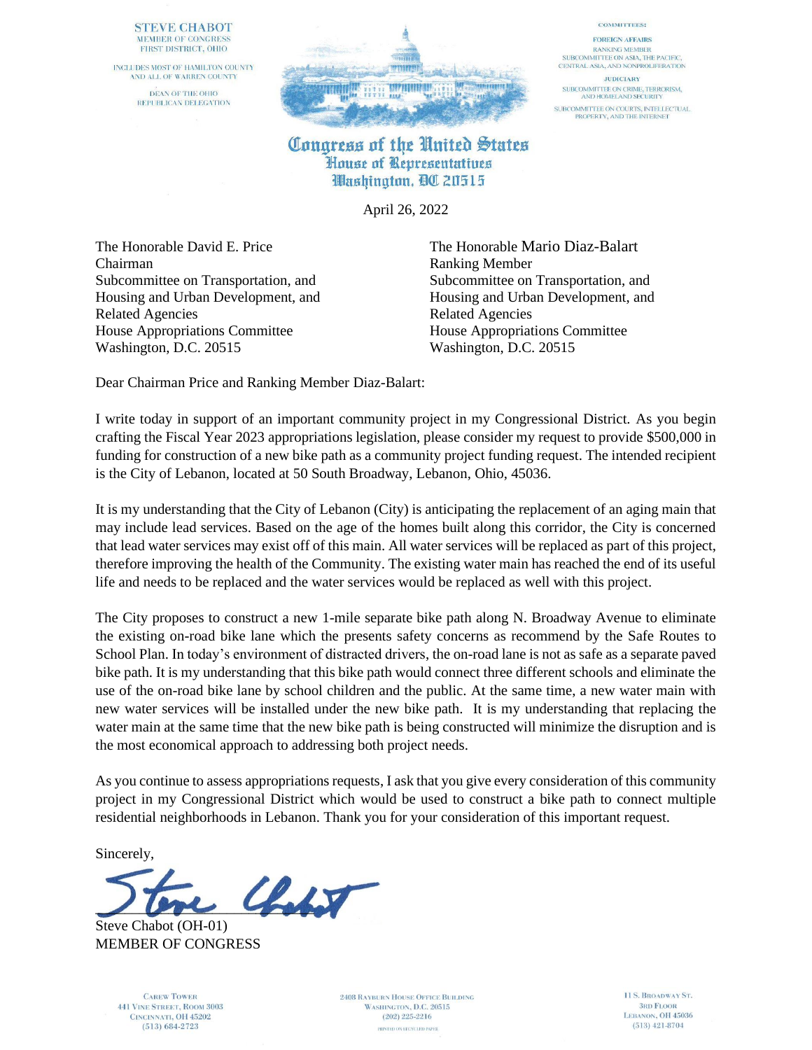STEVE CHABOT
MEMBER OF CONGRESS
FIRST DISTRICT, OHIO

INCLUDES MOST OF HAMILTON COUNTY
AND ALL OF WARREN COUNTY

DEAN OF THE OHIO
REPUBLICAN DELEGATION

COMMITTEES:

FOREIGN AFFAIRS
RANKING MEMBER
SUBCOMMITTEE ON ASIA, THE PACIFIC,
CENTRAL ASIA, AND NONPROLIFERATION

JUDICIARY
SUBCOMMITTEE ON CRIME, TERRORISM,
AND HOMELAND SECURITY

SUBCOMMITTEE ON COURTS, INTELLECTUAL
PROPERTY, AND THE INTERNET

**Congress of the United States**
**House of Representatives**
**Washington, DC 20515**

April 26, 2022

The Honorable David E. Price
Chairman
Subcommittee on Transportation, and
Housing and Urban Development, and
Related Agencies
House Appropriations Committee
Washington, D.C. 20515

The Honorable Mario Diaz-Balart
Ranking Member
Subcommittee on Transportation, and
Housing and Urban Development, and
Related Agencies
House Appropriations Committee
Washington, D.C. 20515

Dear Chairman Price and Ranking Member Diaz-Balart:

I write today in support of an important community project in my Congressional District. As you begin crafting the Fiscal Year 2023 appropriations legislation, please consider my request to provide $500,000 in funding for construction of a new bike path as a community project funding request. The intended recipient is the City of Lebanon, located at 50 South Broadway, Lebanon, Ohio, 45036.

It is my understanding that the City of Lebanon (City) is anticipating the replacement of an aging main that may include lead services. Based on the age of the homes built along this corridor, the City is concerned that lead water services may exist off of this main. All water services will be replaced as part of this project, therefore improving the health of the Community. The existing water main has reached the end of its useful life and needs to be replaced and the water services would be replaced as well with this project.

The City proposes to construct a new 1-mile separate bike path along N. Broadway Avenue to eliminate the existing on-road bike lane which the presents safety concerns as recommend by the Safe Routes to School Plan. In today's environment of distracted drivers, the on-road lane is not as safe as a separate paved bike path. It is my understanding that this bike path would connect three different schools and eliminate the use of the on-road bike lane by school children and the public. At the same time, a new water main with new water services will be installed under the new bike path. It is my understanding that replacing the water main at the same time that the new bike path is being constructed will minimize the disruption and is the most economical approach to addressing both project needs.

As you continue to assess appropriations requests, I ask that you give every consideration of this community project in my Congressional District which would be used to construct a bike path to connect multiple residential neighborhoods in Lebanon. Thank you for your consideration of this important request.

Sincerely,

Steve Chabot (OH-01)
MEMBER OF CONGRESS

CAREW TOWER
441 VINE STREET, ROOM 3003
CINCINNATI, OH 45202
(513) 684-2723

2408 RAYBURN HOUSE OFFICE BUILDING
WASHINGTON, D.C. 20515
(202) 225-2216

PRINTED ON RECYCLED PAPER

11 S. BROADWAY ST.
3RD FLOOR
LEBANON, OH 45036
(513) 421-8704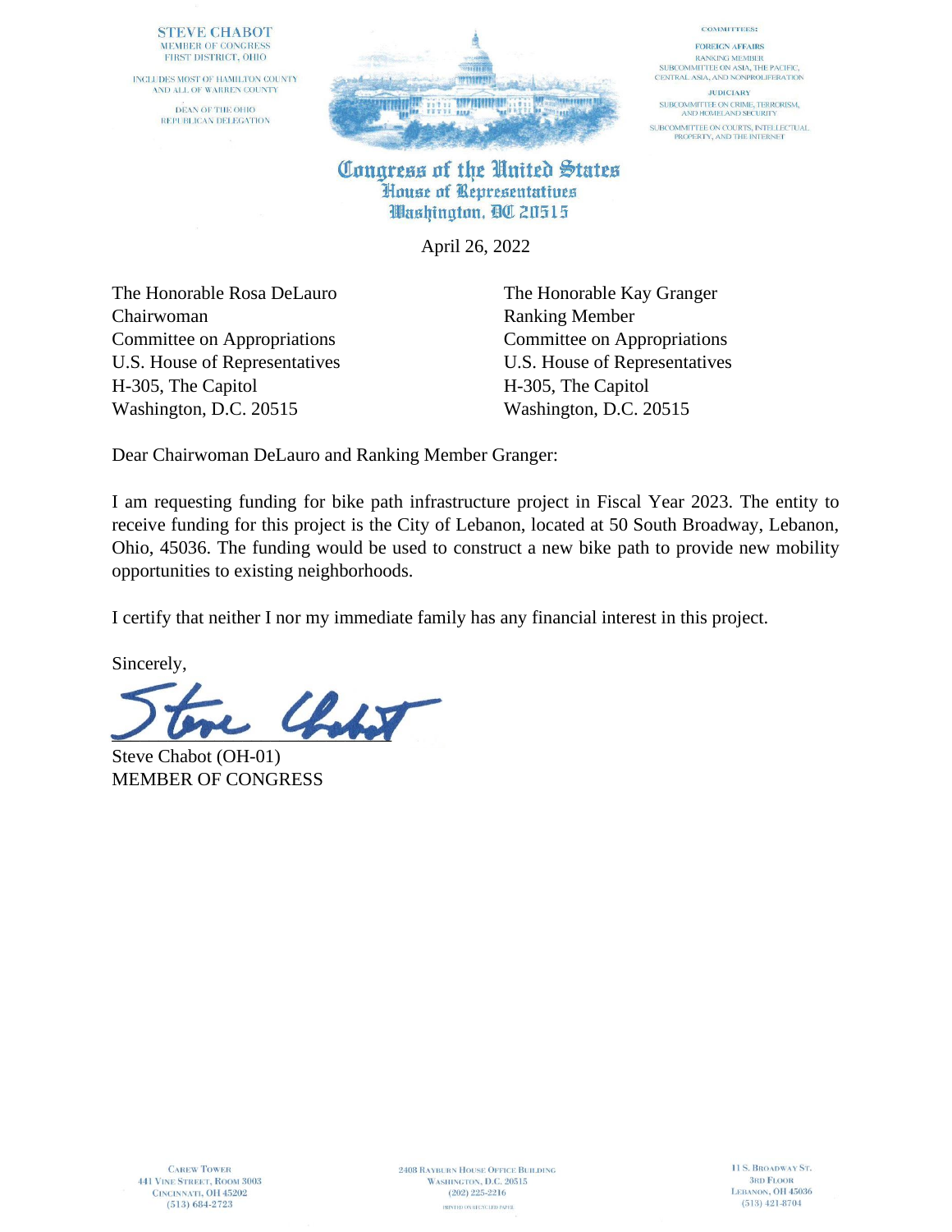STEVE CHABOT
MEMBER OF CONGRESS
FIRST DISTRICT, OHIO

INCLUDES MOST OF HAMILTON COUNTY
AND ALL OF WARREN COUNTY

DEAN OF THE OHIO
REPUBLICAN DELEGATION

COMMITTEES:

FOREIGN AFFAIRS
RANKING MEMBER
SUBCOMMITTEE ON ASIA, THE PACIFIC,
CENTRAL ASIA, AND NONPROLIFERATION

JUDICIARY
SUBCOMMITTEE ON CRIME, TERRORISM,
AND HOMELAND SECURITY
SUBCOMMITTEE ON COURTS, INTELLECTUAL
PROPERTY, AND THE INTERNET

**Congress of the United States**
**House of Representatives**
**Washington, DC 20515**

April 26, 2022

The Honorable Rosa DeLauro
Chairwoman
Committee on Appropriations
U.S. House of Representatives
H-305, The Capitol
Washington, D.C. 20515

The Honorable Kay Granger
Ranking Member
Committee on Appropriations
U.S. House of Representatives
H-305, The Capitol
Washington, D.C. 20515

Dear Chairwoman DeLauro and Ranking Member Granger:

I am requesting funding for bike path infrastructure project in Fiscal Year 2023. The entity to receive funding for this project is the City of Lebanon, located at 50 South Broadway, Lebanon, Ohio, 45036. The funding would be used to construct a new bike path to provide new mobility opportunities to existing neighborhoods.

I certify that neither I nor my immediate family has any financial interest in this project.

Sincerely,

Steve Chabot (OH-01)
MEMBER OF CONGRESS

CAREW TOWER
441 VINE STREET, ROOM 3003
CINCINNATI, OH 45202
(513) 684-2723

2408 RAYBURN HOUSE OFFICE BUILDING
WASHINGTON, D.C. 20515
(202) 225-2216
PRINTED ON RECYCLED PAPER

11 S. BROADWAY ST.
3RD FLOOR
LEBANON, OH 45036
(513) 421-8704